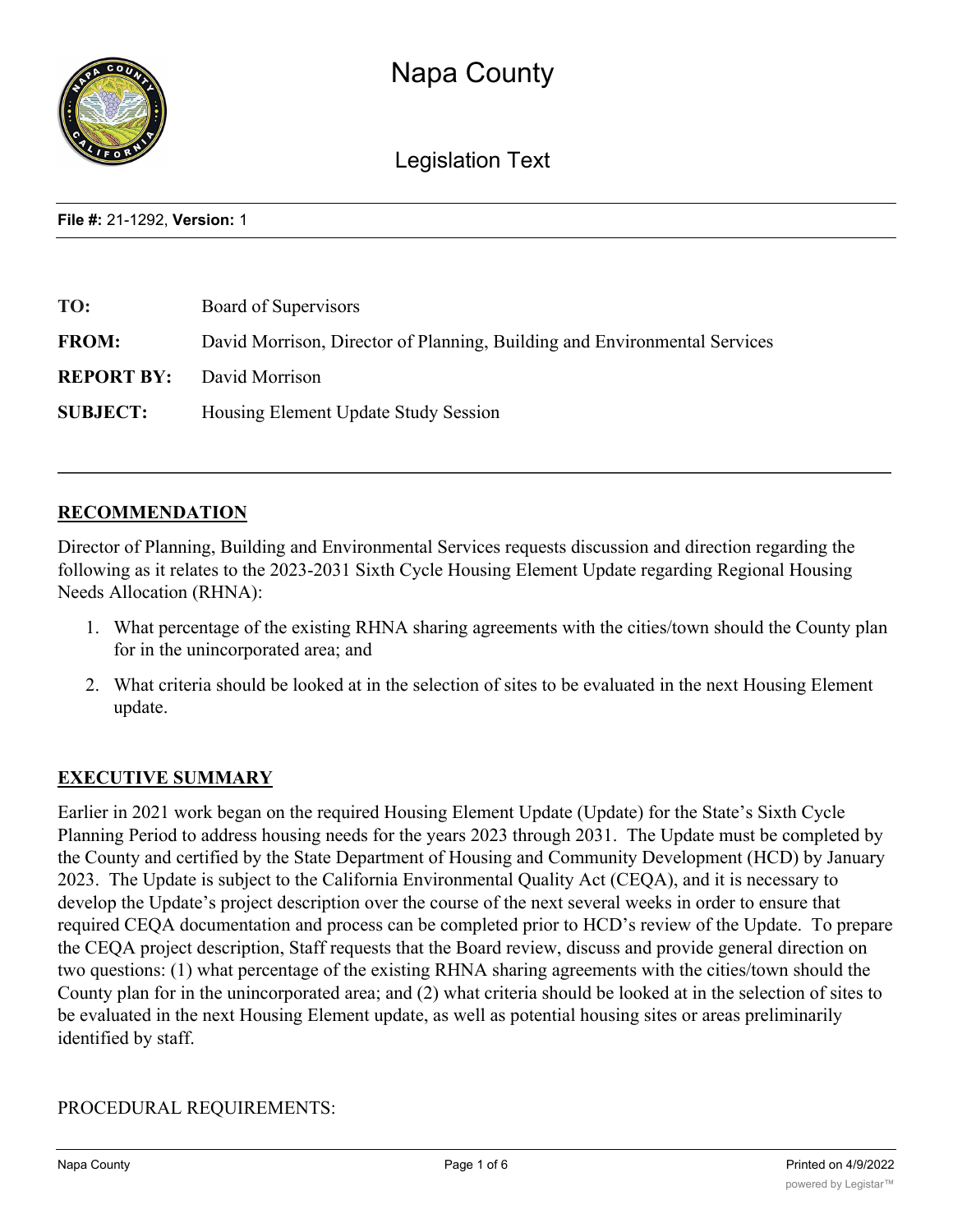# Napa County

## Legislation Text

**File #:** 21-1292, **Version:** 1

| | |
|---|---|
| **TO:** | Board of Supervisors |
| **FROM:** | David Morrison, Director of Planning, Building and Environmental Services |
| **REPORT BY:** | David Morrison |
| **SUBJECT:** | Housing Element Update Study Session |

## RECOMMENDATION

Director of Planning, Building and Environmental Services requests discussion and direction regarding the following as it relates to the 2023-2031 Sixth Cycle Housing Element Update regarding Regional Housing Needs Allocation (RHNA):

1. What percentage of the existing RHNA sharing agreements with the cities/town should the County plan for in the unincorporated area; and
2. What criteria should be looked at in the selection of sites to be evaluated in the next Housing Element update.

## EXECUTIVE SUMMARY

Earlier in 2021 work began on the required Housing Element Update (Update) for the State's Sixth Cycle Planning Period to address housing needs for the years 2023 through 2031. The Update must be completed by the County and certified by the State Department of Housing and Community Development (HCD) by January 2023. The Update is subject to the California Environmental Quality Act (CEQA), and it is necessary to develop the Update's project description over the course of the next several weeks in order to ensure that required CEQA documentation and process can be completed prior to HCD's review of the Update. To prepare the CEQA project description, Staff requests that the Board review, discuss and provide general direction on two questions: (1) what percentage of the existing RHNA sharing agreements with the cities/town should the County plan for in the unincorporated area; and (2) what criteria should be looked at in the selection of sites to be evaluated in the next Housing Element update, as well as potential housing sites or areas preliminarily identified by staff.

PROCEDURAL REQUIREMENTS: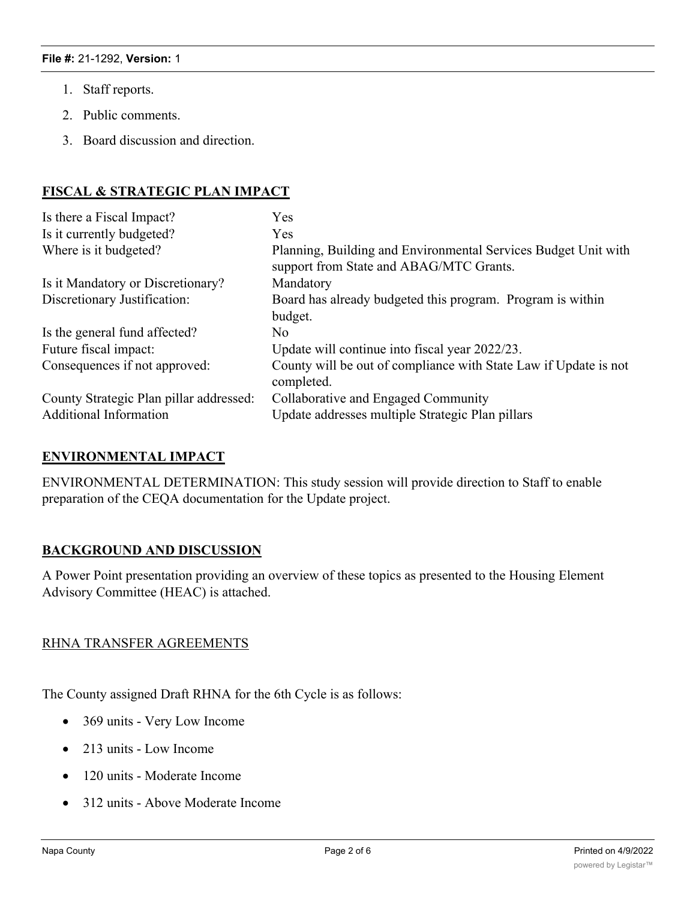1. Staff reports.
2. Public comments.
3. Board discussion and direction.

## FISCAL & STRATEGIC PLAN IMPACT

| | |
|---|---|
| Is there a Fiscal Impact? | Yes |
| Is it currently budgeted? | Yes |
| Where is it budgeted? | Planning, Building and Environmental Services Budget Unit with support from State and ABAG/MTC Grants. |
| Is it Mandatory or Discretionary? | Mandatory |
| Discretionary Justification: | Board has already budgeted this program. Program is within budget. |
| Is the general fund affected? | No |
| Future fiscal impact: | Update will continue into fiscal year 2022/23. |
| Consequences if not approved: | County will be out of compliance with State Law if Update is not completed. |
| County Strategic Plan pillar addressed: | Collaborative and Engaged Community |
| Additional Information | Update addresses multiple Strategic Plan pillars |

## ENVIRONMENTAL IMPACT

ENVIRONMENTAL DETERMINATION: This study session will provide direction to Staff to enable preparation of the CEQA documentation for the Update project.

## BACKGROUND AND DISCUSSION

A Power Point presentation providing an overview of these topics as presented to the Housing Element Advisory Committee (HEAC) is attached.

### RHNA TRANSFER AGREEMENTS

The County assigned Draft RHNA for the 6th Cycle is as follows:

- 369 units - Very Low Income
- 213 units - Low Income
- 120 units - Moderate Income
- 312 units - Above Moderate Income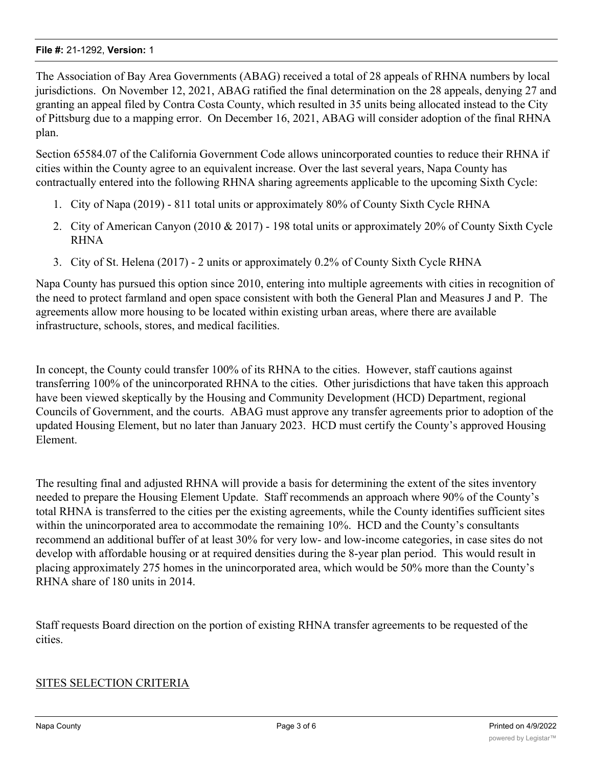The Association of Bay Area Governments (ABAG) received a total of 28 appeals of RHNA numbers by local jurisdictions. On November 12, 2021, ABAG ratified the final determination on the 28 appeals, denying 27 and granting an appeal filed by Contra Costa County, which resulted in 35 units being allocated instead to the City of Pittsburg due to a mapping error. On December 16, 2021, ABAG will consider adoption of the final RHNA plan.

Section 65584.07 of the California Government Code allows unincorporated counties to reduce their RHNA if cities within the County agree to an equivalent increase. Over the last several years, Napa County has contractually entered into the following RHNA sharing agreements applicable to the upcoming Sixth Cycle:

1. City of Napa (2019) - 811 total units or approximately 80% of County Sixth Cycle RHNA
2. City of American Canyon (2010 & 2017) - 198 total units or approximately 20% of County Sixth Cycle RHNA
3. City of St. Helena (2017) - 2 units or approximately 0.2% of County Sixth Cycle RHNA

Napa County has pursued this option since 2010, entering into multiple agreements with cities in recognition of the need to protect farmland and open space consistent with both the General Plan and Measures J and P. The agreements allow more housing to be located within existing urban areas, where there are available infrastructure, schools, stores, and medical facilities.

In concept, the County could transfer 100% of its RHNA to the cities. However, staff cautions against transferring 100% of the unincorporated RHNA to the cities. Other jurisdictions that have taken this approach have been viewed skeptically by the Housing and Community Development (HCD) Department, regional Councils of Government, and the courts. ABAG must approve any transfer agreements prior to adoption of the updated Housing Element, but no later than January 2023. HCD must certify the County's approved Housing Element.

The resulting final and adjusted RHNA will provide a basis for determining the extent of the sites inventory needed to prepare the Housing Element Update. Staff recommends an approach where 90% of the County's total RHNA is transferred to the cities per the existing agreements, while the County identifies sufficient sites within the unincorporated area to accommodate the remaining 10%. HCD and the County's consultants recommend an additional buffer of at least 30% for very low- and low-income categories, in case sites do not develop with affordable housing or at required densities during the 8-year plan period. This would result in placing approximately 275 homes in the unincorporated area, which would be 50% more than the County's RHNA share of 180 units in 2014.

Staff requests Board direction on the portion of existing RHNA transfer agreements to be requested of the cities.

SITES SELECTION CRITERIA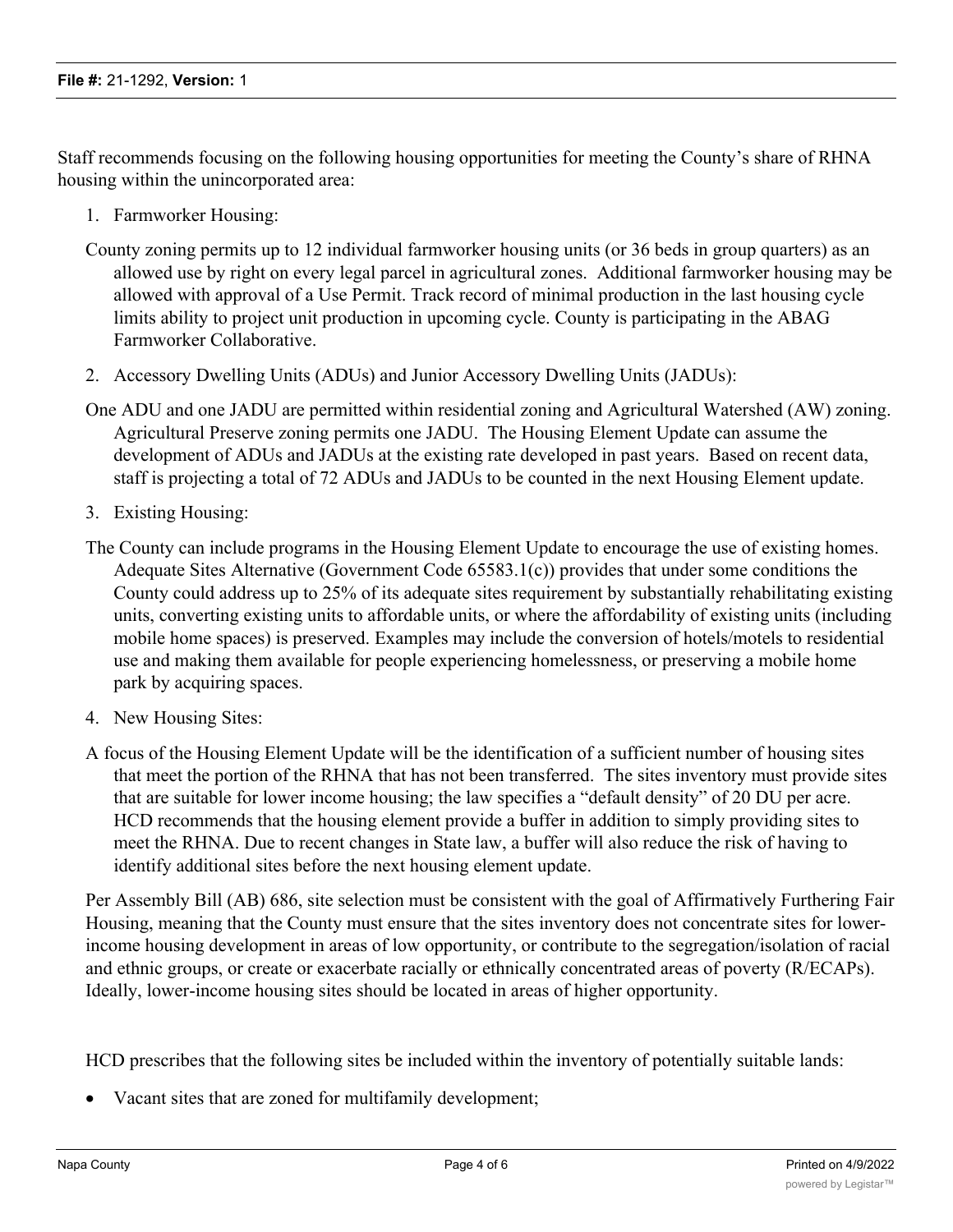Staff recommends focusing on the following housing opportunities for meeting the County's share of RHNA housing within the unincorporated area:

1. Farmworker Housing:

County zoning permits up to 12 individual farmworker housing units (or 36 beds in group quarters) as an allowed use by right on every legal parcel in agricultural zones. Additional farmworker housing may be allowed with approval of a Use Permit. Track record of minimal production in the last housing cycle limits ability to project unit production in upcoming cycle. County is participating in the ABAG Farmworker Collaborative.

2. Accessory Dwelling Units (ADUs) and Junior Accessory Dwelling Units (JADUs):

One ADU and one JADU are permitted within residential zoning and Agricultural Watershed (AW) zoning. Agricultural Preserve zoning permits one JADU. The Housing Element Update can assume the development of ADUs and JADUs at the existing rate developed in past years. Based on recent data, staff is projecting a total of 72 ADUs and JADUs to be counted in the next Housing Element update.

3. Existing Housing:

The County can include programs in the Housing Element Update to encourage the use of existing homes. Adequate Sites Alternative (Government Code 65583.1(c)) provides that under some conditions the County could address up to 25% of its adequate sites requirement by substantially rehabilitating existing units, converting existing units to affordable units, or where the affordability of existing units (including mobile home spaces) is preserved. Examples may include the conversion of hotels/motels to residential use and making them available for people experiencing homelessness, or preserving a mobile home park by acquiring spaces.

4. New Housing Sites:

A focus of the Housing Element Update will be the identification of a sufficient number of housing sites that meet the portion of the RHNA that has not been transferred. The sites inventory must provide sites that are suitable for lower income housing; the law specifies a "default density" of 20 DU per acre. HCD recommends that the housing element provide a buffer in addition to simply providing sites to meet the RHNA. Due to recent changes in State law, a buffer will also reduce the risk of having to identify additional sites before the next housing element update.

Per Assembly Bill (AB) 686, site selection must be consistent with the goal of Affirmatively Furthering Fair Housing, meaning that the County must ensure that the sites inventory does not concentrate sites for lower-income housing development in areas of low opportunity, or contribute to the segregation/isolation of racial and ethnic groups, or create or exacerbate racially or ethnically concentrated areas of poverty (R/ECAPs). Ideally, lower-income housing sites should be located in areas of higher opportunity.

HCD prescribes that the following sites be included within the inventory of potentially suitable lands:

- Vacant sites that are zoned for multifamily development;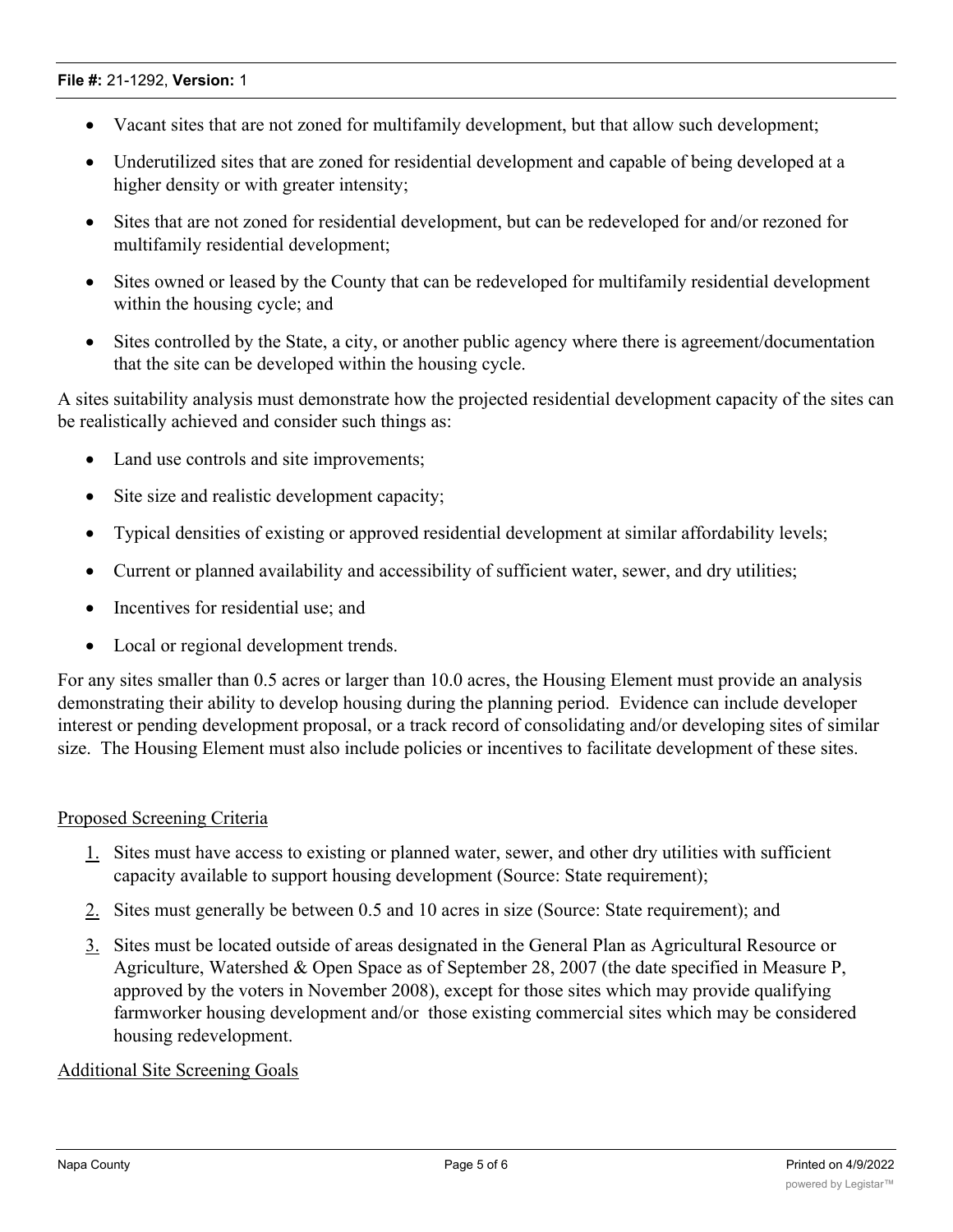- Vacant sites that are not zoned for multifamily development, but that allow such development;
- Underutilized sites that are zoned for residential development and capable of being developed at a higher density or with greater intensity;
- Sites that are not zoned for residential development, but can be redeveloped for and/or rezoned for multifamily residential development;
- Sites owned or leased by the County that can be redeveloped for multifamily residential development within the housing cycle; and
- Sites controlled by the State, a city, or another public agency where there is agreement/documentation that the site can be developed within the housing cycle.

A sites suitability analysis must demonstrate how the projected residential development capacity of the sites can be realistically achieved and consider such things as:

- Land use controls and site improvements;
- Site size and realistic development capacity;
- Typical densities of existing or approved residential development at similar affordability levels;
- Current or planned availability and accessibility of sufficient water, sewer, and dry utilities;
- Incentives for residential use; and
- Local or regional development trends.

For any sites smaller than 0.5 acres or larger than 10.0 acres, the Housing Element must provide an analysis demonstrating their ability to develop housing during the planning period. Evidence can include developer interest or pending development proposal, or a track record of consolidating and/or developing sites of similar size. The Housing Element must also include policies or incentives to facilitate development of these sites.

<u>Proposed Screening Criteria</u>

1. Sites must have access to existing or planned water, sewer, and other dry utilities with sufficient capacity available to support housing development (Source: State requirement);
2. Sites must generally be between 0.5 and 10 acres in size (Source: State requirement); and
3. Sites must be located outside of areas designated in the General Plan as Agricultural Resource or Agriculture, Watershed & Open Space as of September 28, 2007 (the date specified in Measure P, approved by the voters in November 2008), except for those sites which may provide qualifying farmworker housing development and/or those existing commercial sites which may be considered housing redevelopment.

<u>Additional Site Screening Goals</u>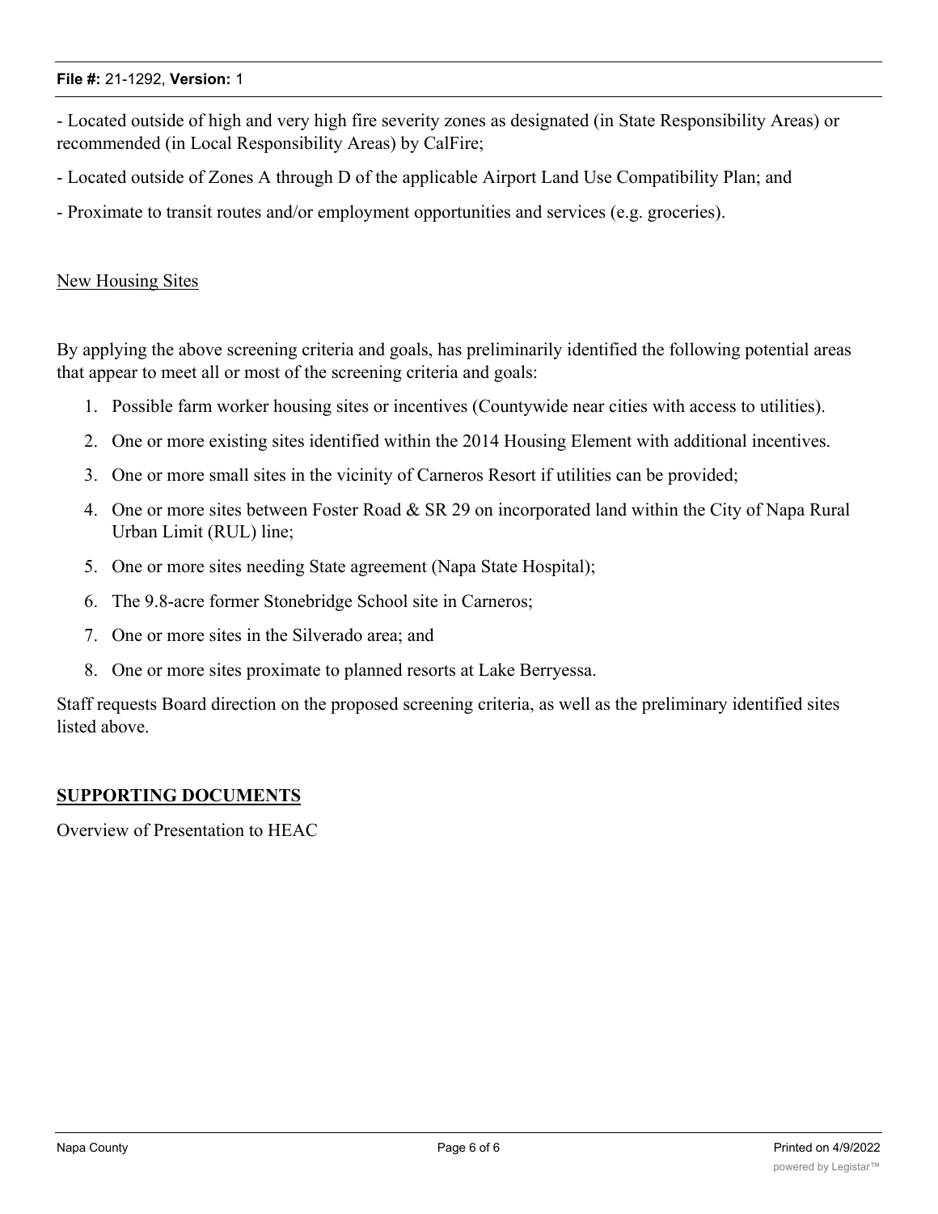- Located outside of high and very high fire severity zones as designated (in State Responsibility Areas) or recommended (in Local Responsibility Areas) by CalFire;

- Located outside of Zones A through D of the applicable Airport Land Use Compatibility Plan; and

- Proximate to transit routes and/or employment opportunities and services (e.g. groceries).

New Housing Sites

By applying the above screening criteria and goals, has preliminarily identified the following potential areas that appear to meet all or most of the screening criteria and goals:

1. Possible farm worker housing sites or incentives (Countywide near cities with access to utilities).
2. One or more existing sites identified within the 2014 Housing Element with additional incentives.
3. One or more small sites in the vicinity of Carneros Resort if utilities can be provided;
4. One or more sites between Foster Road & SR 29 on incorporated land within the City of Napa Rural Urban Limit (RUL) line;
5. One or more sites needing State agreement (Napa State Hospital);
6. The 9.8-acre former Stonebridge School site in Carneros;
7. One or more sites in the Silverado area; and
8. One or more sites proximate to planned resorts at Lake Berryessa.

Staff requests Board direction on the proposed screening criteria, as well as the preliminary identified sites listed above.

## SUPPORTING DOCUMENTS

Overview of Presentation to HEAC